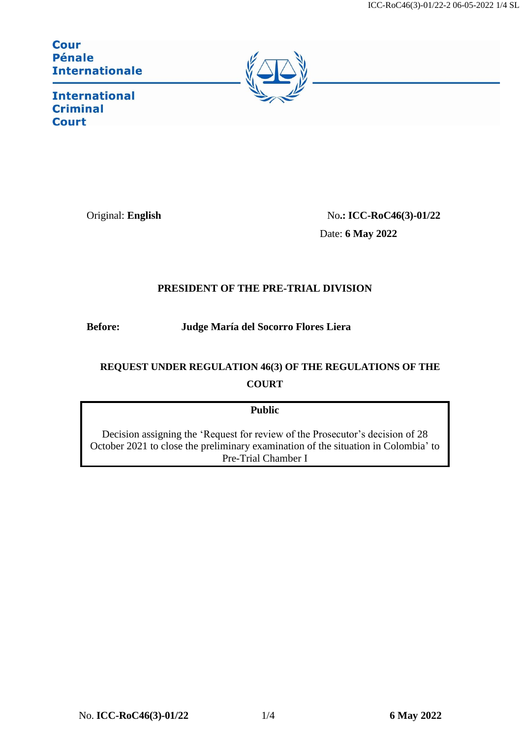**Cour Pénale Internationale**

**International Criminal Court**

Original: **English**

No.**: ICC-RoC46(3)-01/22**

Date: **6 May 2022**

**PRESIDENT OF THE PRE-TRIAL DIVISION**

**Before:** **Judge María del Socorro Flores Liera**

**REQUEST UNDER REGULATION 46(3) OF THE REGULATIONS OF THE COURT**

**Public**

Decision assigning the 'Request for review of the Prosecutor's decision of 28 October 2021 to close the preliminary examination of the situation in Colombia' to Pre-Trial Chamber I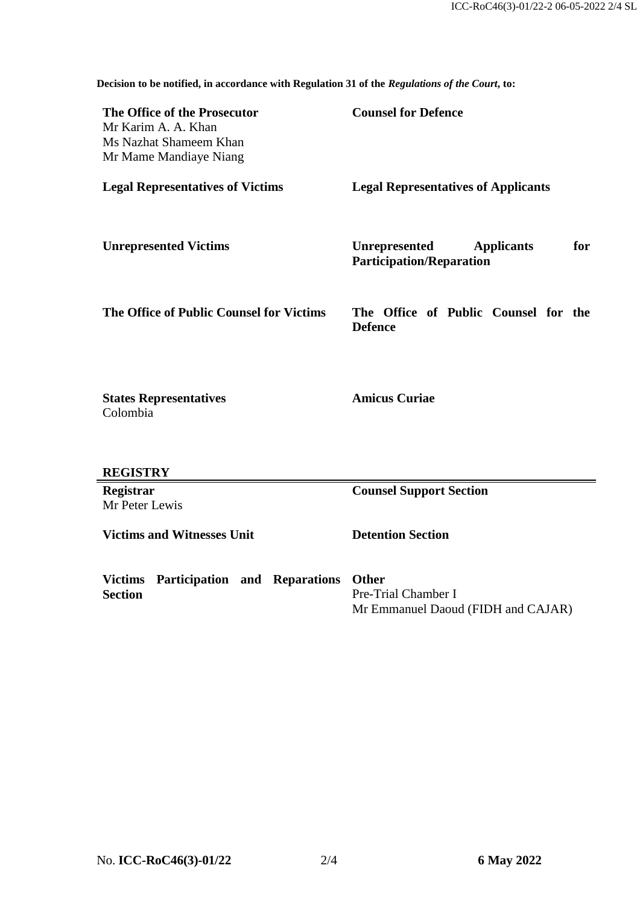**Decision to be notified, in accordance with Regulation 31 of the *Regulations of the Court*, to:**

| | |
|---|---|
| **The Office of the Prosecutor**<br>Mr Karim A. A. Khan<br>Ms Nazhat Shameem Khan<br>Mr Mame Mandiaye Niang | **Counsel for Defence** |
| **Legal Representatives of Victims** | **Legal Representatives of Applicants** |
| **Unrepresented Victims** | **Unrepresented Applicants for Participation/Reparation** |
| **The Office of Public Counsel for Victims** | **The Office of Public Counsel for the Defence** |
| **States Representatives**<br>Colombia | **Amicus Curiae** |

**REGISTRY**

| | |
|---|---|
| **Registrar**<br>Mr Peter Lewis | **Counsel Support Section** |
| **Victims and Witnesses Unit** | **Detention Section** |
| **Victims Participation and Reparations Section** | **Other**<br>Pre-Trial Chamber I<br>Mr Emmanuel Daoud (FIDH and CAJAR) |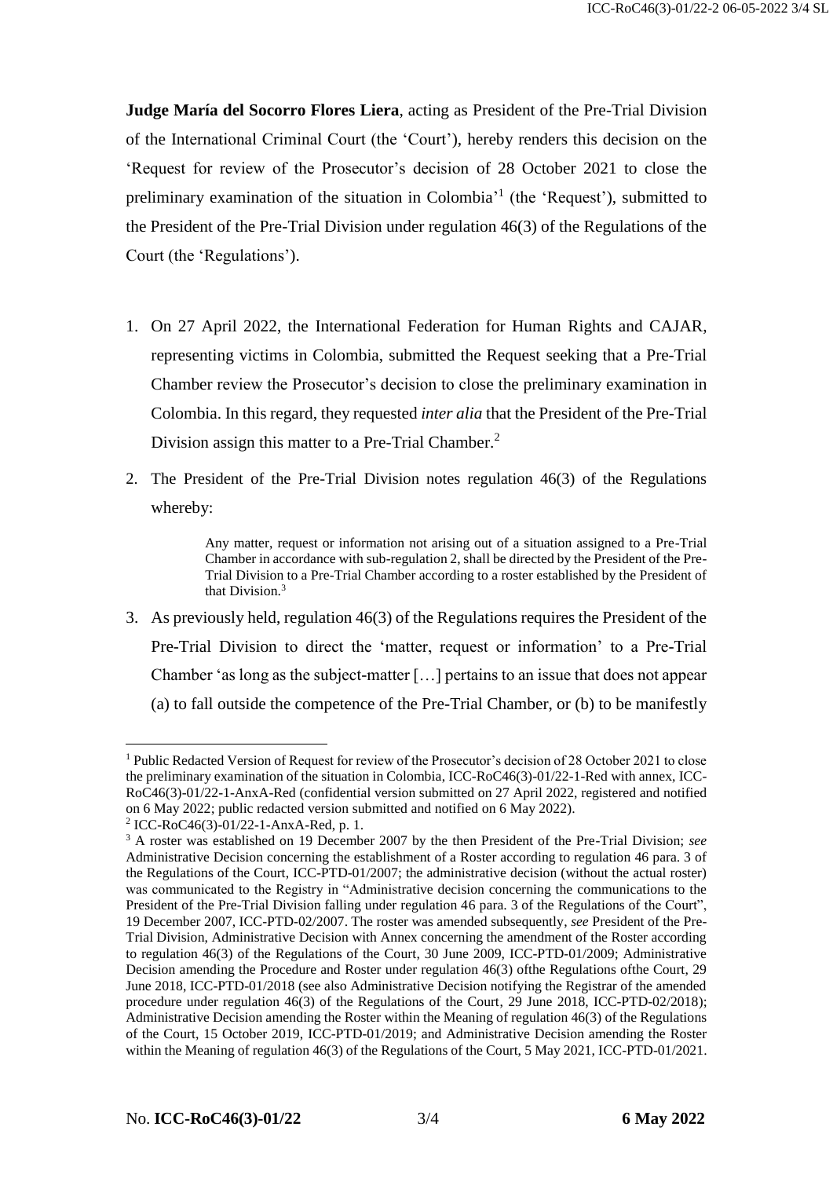**Judge María del Socorro Flores Liera**, acting as President of the Pre-Trial Division of the International Criminal Court (the 'Court'), hereby renders this decision on the 'Request for review of the Prosecutor's decision of 28 October 2021 to close the preliminary examination of the situation in Colombia'[1] (the 'Request'), submitted to the President of the Pre-Trial Division under regulation 46(3) of the Regulations of the Court (the 'Regulations').

1. On 27 April 2022, the International Federation for Human Rights and CAJAR, representing victims in Colombia, submitted the Request seeking that a Pre-Trial Chamber review the Prosecutor's decision to close the preliminary examination in Colombia. In this regard, they requested *inter alia* that the President of the Pre-Trial Division assign this matter to a Pre-Trial Chamber.[2]

2. The President of the Pre-Trial Division notes regulation 46(3) of the Regulations whereby:

   > Any matter, request or information not arising out of a situation assigned to a Pre-Trial Chamber in accordance with sub-regulation 2, shall be directed by the President of the Pre-Trial Division to a Pre-Trial Chamber according to a roster established by the President of that Division.[3]

3. As previously held, regulation 46(3) of the Regulations requires the President of the Pre-Trial Division to direct the 'matter, request or information' to a Pre-Trial Chamber 'as long as the subject-matter […] pertains to an issue that does not appear (a) to fall outside the competence of the Pre-Trial Chamber, or (b) to be manifestly

---

[1] Public Redacted Version of Request for review of the Prosecutor's decision of 28 October 2021 to close the preliminary examination of the situation in Colombia, ICC-RoC46(3)-01/22-1-Red with annex, ICC-RoC46(3)-01/22-1-AnxA-Red (confidential version submitted on 27 April 2022, registered and notified on 6 May 2022; public redacted version submitted and notified on 6 May 2022).

[2] ICC-RoC46(3)-01/22-1-AnxA-Red, p. 1.

[3] A roster was established on 19 December 2007 by the then President of the Pre-Trial Division; *see* Administrative Decision concerning the establishment of a Roster according to regulation 46 para. 3 of the Regulations of the Court, ICC-PTD-01/2007; the administrative decision (without the actual roster) was communicated to the Registry in "Administrative decision concerning the communications to the President of the Pre-Trial Division falling under regulation 46 para. 3 of the Regulations of the Court", 19 December 2007, ICC-PTD-02/2007. The roster was amended subsequently, *see* President of the Pre-Trial Division, Administrative Decision with Annex concerning the amendment of the Roster according to regulation 46(3) of the Regulations of the Court, 30 June 2009, ICC-PTD-01/2009; Administrative Decision amending the Procedure and Roster under regulation 46(3) ofthe Regulations ofthe Court, 29 June 2018, ICC-PTD-01/2018 (see also Administrative Decision notifying the Registrar of the amended procedure under regulation 46(3) of the Regulations of the Court, 29 June 2018, ICC-PTD-02/2018); Administrative Decision amending the Roster within the Meaning of regulation 46(3) of the Regulations of the Court, 15 October 2019, ICC-PTD-01/2019; and Administrative Decision amending the Roster within the Meaning of regulation 46(3) of the Regulations of the Court, 5 May 2021, ICC-PTD-01/2021.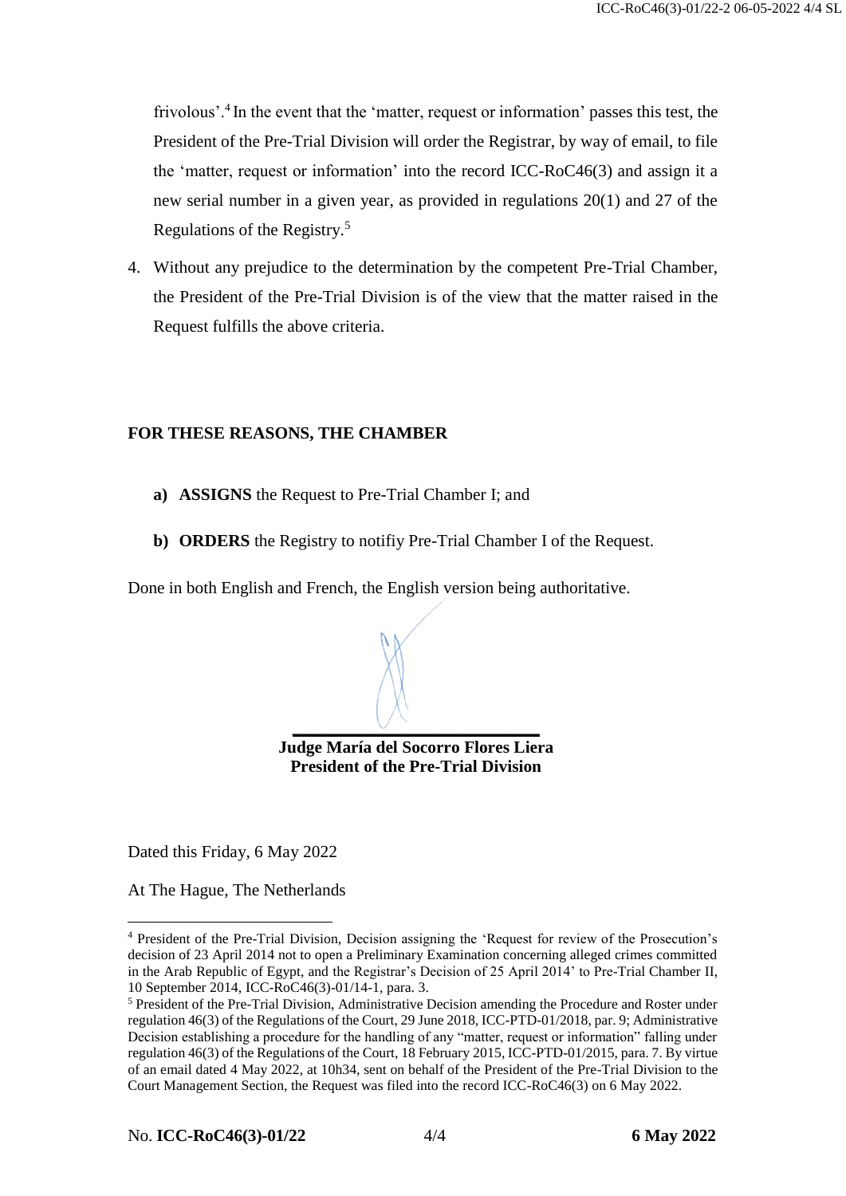frivolous'.[4] In the event that the 'matter, request or information' passes this test, the President of the Pre-Trial Division will order the Registrar, by way of email, to file the 'matter, request or information' into the record ICC-RoC46(3) and assign it a new serial number in a given year, as provided in regulations 20(1) and 27 of the Regulations of the Registry.[5]

4. Without any prejudice to the determination by the competent Pre-Trial Chamber, the President of the Pre-Trial Division is of the view that the matter raised in the Request fulfills the above criteria.

**FOR THESE REASONS, THE CHAMBER**

**a) ASSIGNS** the Request to Pre-Trial Chamber I; and

**b) ORDERS** the Registry to notifiy Pre-Trial Chamber I of the Request.

Done in both English and French, the English version being authoritative.

**Judge María del Socorro Flores Liera**
**President of the Pre-Trial Division**

Dated this Friday, 6 May 2022

At The Hague, The Netherlands

[4] President of the Pre-Trial Division, Decision assigning the 'Request for review of the Prosecution's decision of 23 April 2014 not to open a Preliminary Examination concerning alleged crimes committed in the Arab Republic of Egypt, and the Registrar's Decision of 25 April 2014' to Pre-Trial Chamber II, 10 September 2014, ICC-RoC46(3)-01/14-1, para. 3.

[5] President of the Pre-Trial Division, Administrative Decision amending the Procedure and Roster under regulation 46(3) of the Regulations of the Court, 29 June 2018, ICC-PTD-01/2018, par. 9; Administrative Decision establishing a procedure for the handling of any "matter, request or information" falling under regulation 46(3) of the Regulations of the Court, 18 February 2015, ICC-PTD-01/2015, para. 7. By virtue of an email dated 4 May 2022, at 10h34, sent on behalf of the President of the Pre-Trial Division to the Court Management Section, the Request was filed into the record ICC-RoC46(3) on 6 May 2022.